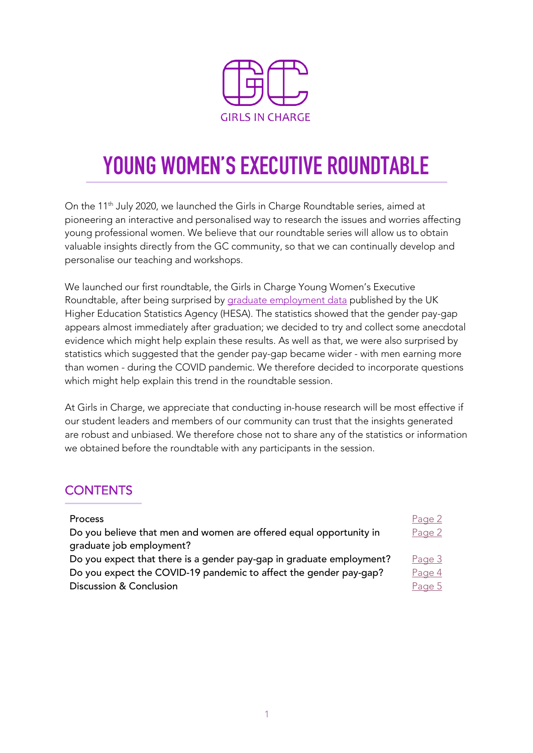GIRLS IN CHARGE

# YOUNG WOMEN'S EXECUTIVE ROUNDTABLE

On the 11th July 2020, we launched the Girls in Charge Roundtable series, aimed at pioneering an interactive and personalised way to research the issues and worries affecting young professional women. We believe that our roundtable series will allow us to obtain valuable insights directly from the GC community, so that we can continually develop and personalise our teaching and workshops.

We launched our first roundtable, the Girls in Charge Young Women's Executive Roundtable, after being surprised by graduate employment data published by the UK Higher Education Statistics Agency (HESA). The statistics showed that the gender pay-gap appears almost immediately after graduation; we decided to try and collect some anecdotal evidence which might help explain these results. As well as that, we were also surprised by statistics which suggested that the gender pay-gap became wider - with men earning more than women - during the COVID pandemic. We therefore decided to incorporate questions which might help explain this trend in the roundtable session.

At Girls in Charge, we appreciate that conducting in-house research will be most effective if our student leaders and members of our community can trust that the insights generated are robust and unbiased. We therefore chose not to share any of the statistics or information we obtained before the roundtable with any participants in the session.

## CONTENTS

| | |
|---|---|
| Process | Page 2 |
| Do you believe that men and women are offered equal opportunity in graduate job employment? | Page 2 |
| Do you expect that there is a gender pay-gap in graduate employment? | Page 3 |
| Do you expect the COVID-19 pandemic to affect the gender pay-gap? | Page 4 |
| Discussion & Conclusion | Page 5 |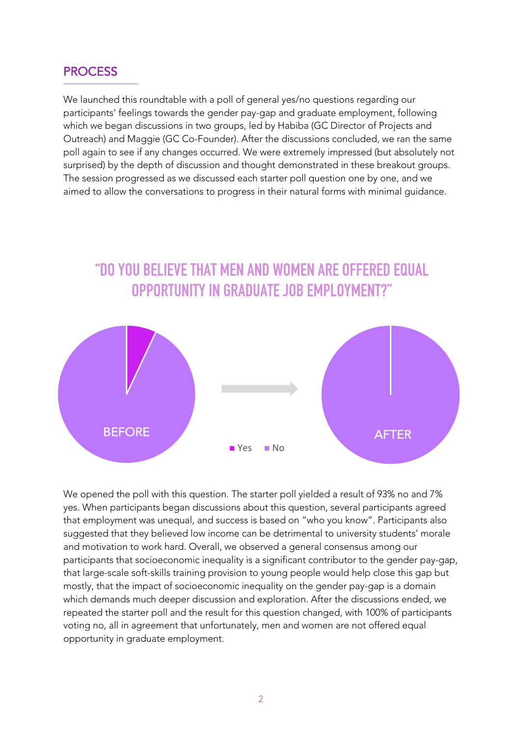## PROCESS

We launched this roundtable with a poll of general yes/no questions regarding our participants' feelings towards the gender pay-gap and graduate employment, following which we began discussions in two groups, led by Habiba (GC Director of Projects and Outreach) and Maggie (GC Co-Founder). After the discussions concluded, we ran the same poll again to see if any changes occurred. We were extremely impressed (but absolutely not surprised) by the depth of discussion and thought demonstrated in these breakout groups. The session progressed as we discussed each starter poll question one by one, and we aimed to allow the conversations to progress in their natural forms with minimal guidance.

## "DO YOU BELIEVE THAT MEN AND WOMEN ARE OFFERED EQUAL OPPORTUNITY IN GRADUATE JOB EMPLOYMENT?"

BEFORE → AFTER

■ Yes ■ No

We opened the poll with this question. The starter poll yielded a result of 93% no and 7% yes. When participants began discussions about this question, several participants agreed that employment was unequal, and success is based on "who you know". Participants also suggested that they believed low income can be detrimental to university students' morale and motivation to work hard. Overall, we observed a general consensus among our participants that socioeconomic inequality is a significant contributor to the gender pay-gap, that large-scale soft-skills training provision to young people would help close this gap but mostly, that the impact of socioeconomic inequality on the gender pay-gap is a domain which demands much deeper discussion and exploration. After the discussions ended, we repeated the starter poll and the result for this question changed, with 100% of participants voting no, all in agreement that unfortunately, men and women are not offered equal opportunity in graduate employment.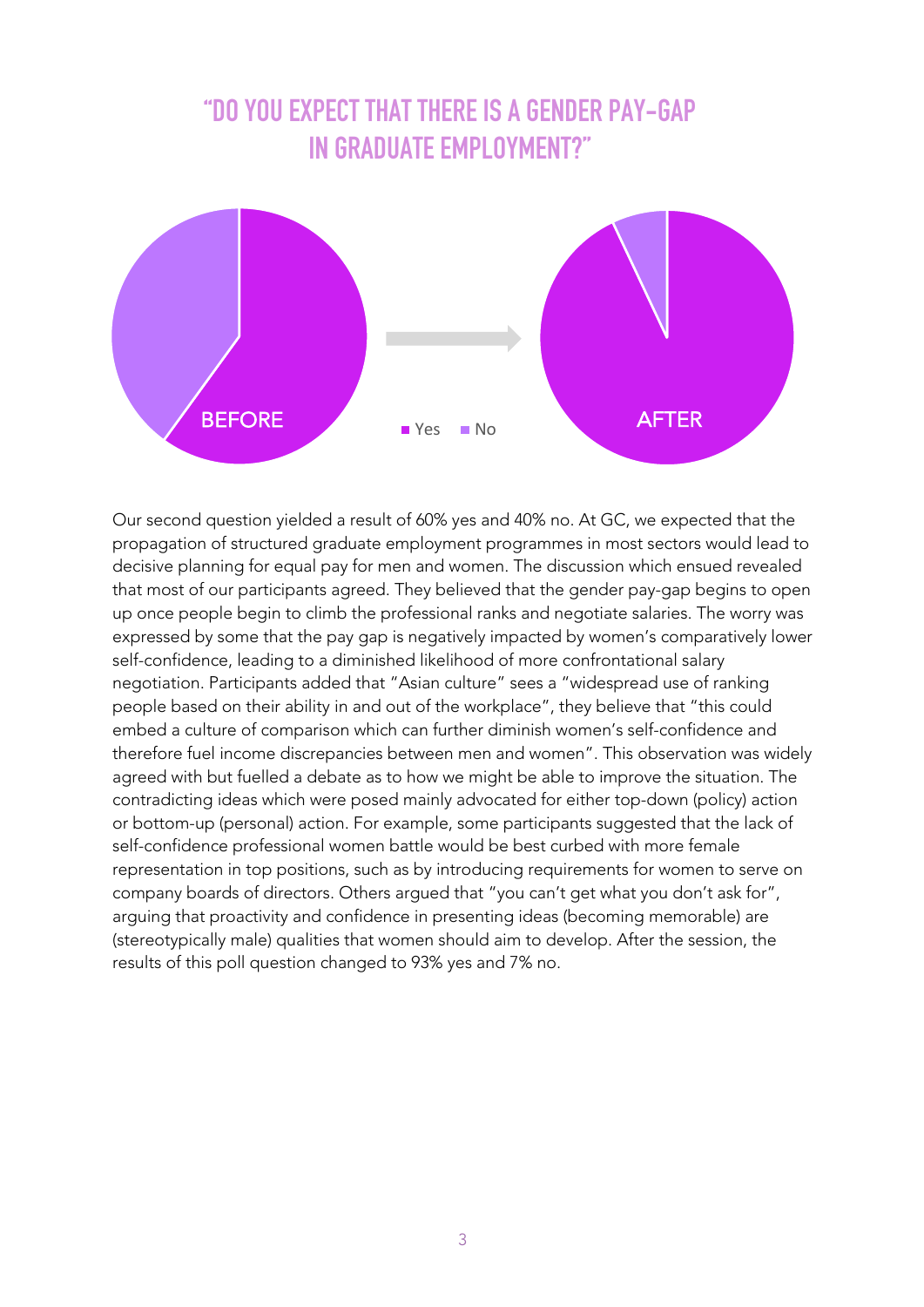## "DO YOU EXPECT THAT THERE IS A GENDER PAY-GAP IN GRADUATE EMPLOYMENT?"

BEFORE

■ Yes ■ No

AFTER

Our second question yielded a result of 60% yes and 40% no. At GC, we expected that the propagation of structured graduate employment programmes in most sectors would lead to decisive planning for equal pay for men and women. The discussion which ensued revealed that most of our participants agreed. They believed that the gender pay-gap begins to open up once people begin to climb the professional ranks and negotiate salaries. The worry was expressed by some that the pay gap is negatively impacted by women's comparatively lower self-confidence, leading to a diminished likelihood of more confrontational salary negotiation. Participants added that "Asian culture" sees a "widespread use of ranking people based on their ability in and out of the workplace", they believe that "this could embed a culture of comparison which can further diminish women's self-confidence and therefore fuel income discrepancies between men and women". This observation was widely agreed with but fuelled a debate as to how we might be able to improve the situation. The contradicting ideas which were posed mainly advocated for either top-down (policy) action or bottom-up (personal) action. For example, some participants suggested that the lack of self-confidence professional women battle would be best curbed with more female representation in top positions, such as by introducing requirements for women to serve on company boards of directors. Others argued that "you can't get what you don't ask for", arguing that proactivity and confidence in presenting ideas (becoming memorable) are (stereotypically male) qualities that women should aim to develop. After the session, the results of this poll question changed to 93% yes and 7% no.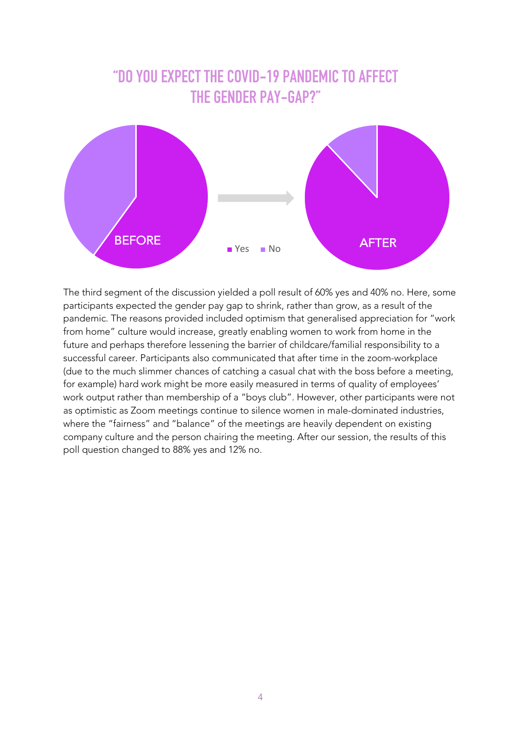## “DO YOU EXPECT THE COVID-19 PANDEMIC TO AFFECT THE GENDER PAY-GAP?”

BEFORE

Yes  No

AFTER

The third segment of the discussion yielded a poll result of 60% yes and 40% no. Here, some participants expected the gender pay gap to shrink, rather than grow, as a result of the pandemic. The reasons provided included optimism that generalised appreciation for “work from home” culture would increase, greatly enabling women to work from home in the future and perhaps therefore lessening the barrier of childcare/familial responsibility to a successful career. Participants also communicated that after time in the zoom-workplace (due to the much slimmer chances of catching a casual chat with the boss before a meeting, for example) hard work might be more easily measured in terms of quality of employees’ work output rather than membership of a “boys club”. However, other participants were not as optimistic as Zoom meetings continue to silence women in male-dominated industries, where the “fairness” and “balance” of the meetings are heavily dependent on existing company culture and the person chairing the meeting. After our session, the results of this poll question changed to 88% yes and 12% no.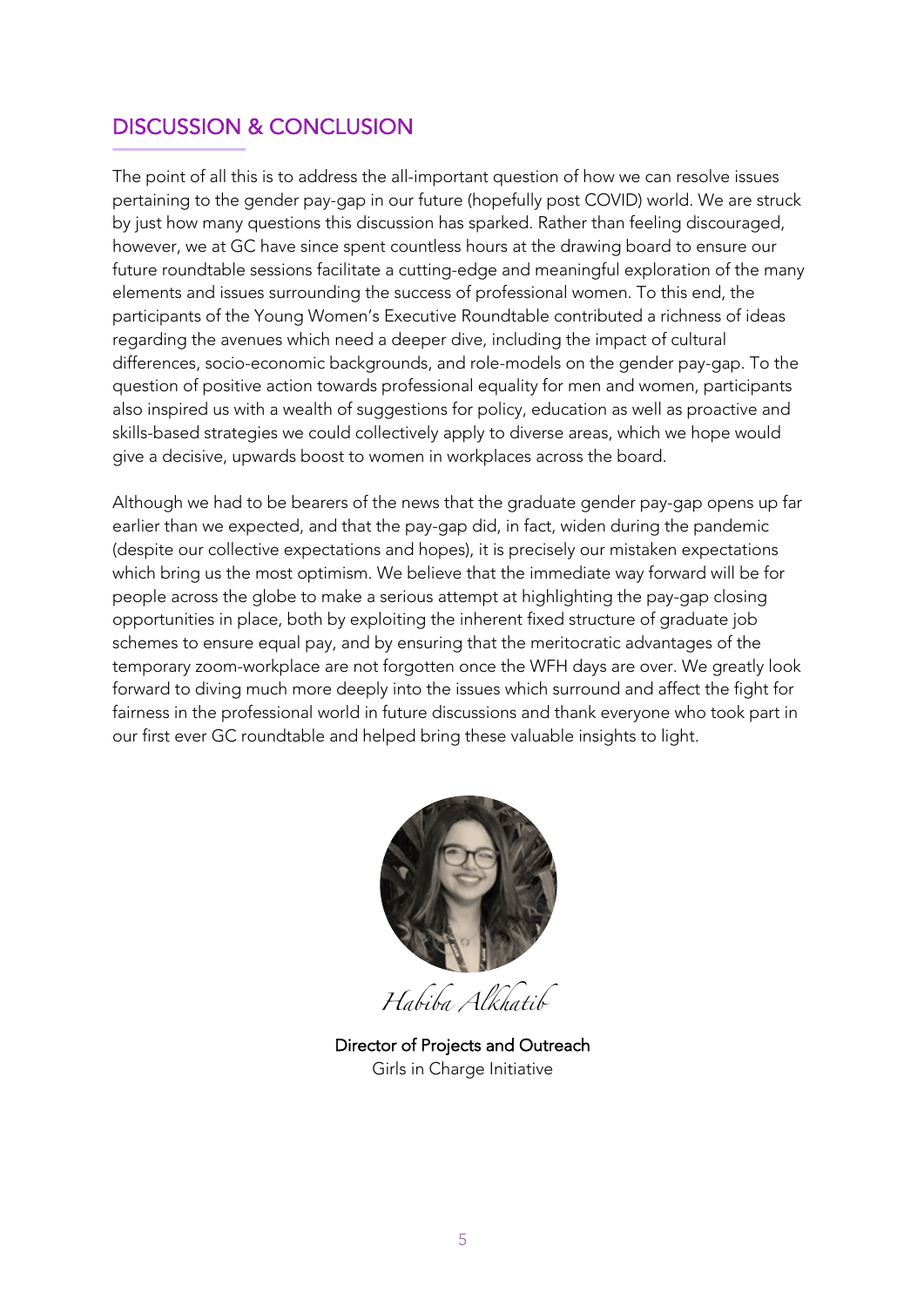## DISCUSSION & CONCLUSION

The point of all this is to address the all-important question of how we can resolve issues pertaining to the gender pay-gap in our future (hopefully post COVID) world. We are struck by just how many questions this discussion has sparked. Rather than feeling discouraged, however, we at GC have since spent countless hours at the drawing board to ensure our future roundtable sessions facilitate a cutting-edge and meaningful exploration of the many elements and issues surrounding the success of professional women. To this end, the participants of the Young Women's Executive Roundtable contributed a richness of ideas regarding the avenues which need a deeper dive, including the impact of cultural differences, socio-economic backgrounds, and role-models on the gender pay-gap. To the question of positive action towards professional equality for men and women, participants also inspired us with a wealth of suggestions for policy, education as well as proactive and skills-based strategies we could collectively apply to diverse areas, which we hope would give a decisive, upwards boost to women in workplaces across the board.

Although we had to be bearers of the news that the graduate gender pay-gap opens up far earlier than we expected, and that the pay-gap did, in fact, widen during the pandemic (despite our collective expectations and hopes), it is precisely our mistaken expectations which bring us the most optimism. We believe that the immediate way forward will be for people across the globe to make a serious attempt at highlighting the pay-gap closing opportunities in place, both by exploiting the inherent fixed structure of graduate job schemes to ensure equal pay, and by ensuring that the meritocratic advantages of the temporary zoom-workplace are not forgotten once the WFH days are over. We greatly look forward to diving much more deeply into the issues which surround and affect the fight for fairness in the professional world in future discussions and thank everyone who took part in our first ever GC roundtable and helped bring these valuable insights to light.

*Habiba Alkhatib*

Director of Projects and Outreach
Girls in Charge Initiative